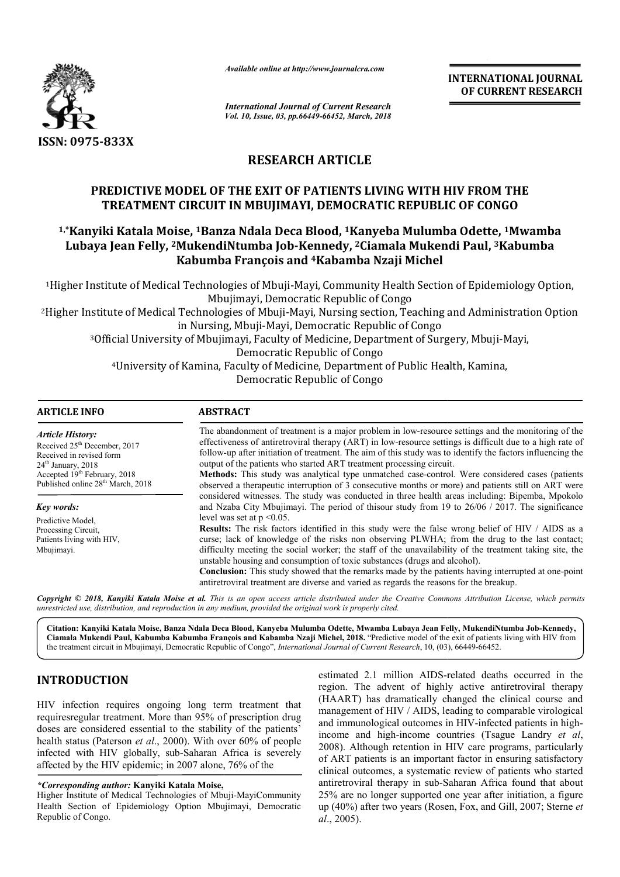*Available online at http://www.journalcra.com*

*International Journal of Current Research*
*Vol. 10, Issue, 03, pp.66449-66452, March, 2018*

**INTERNATIONAL JOURNAL OF CURRENT RESEARCH**

**ISSN: 0975-833X**

## RESEARCH ARTICLE

# PREDICTIVE MODEL OF THE EXIT OF PATIENTS LIVING WITH HIV FROM THE TREATMENT CIRCUIT IN MBUJIMAYI, DEMOCRATIC REPUBLIC OF CONGO

**[1,*]Kanyiki Katala Moise, [1]Banza Ndala Deca Blood, [1]Kanyeba Mulumba Odette, [1]Mwamba Lubaya Jean Felly, [2]MukendiNtumba Job-Kennedy, [2]Ciamala Mukendi Paul, [3]Kabumba Kabumba François and [4]Kabamba Nzaji Michel**

[1]Higher Institute of Medical Technologies of Mbuji-Mayi, Community Health Section of Epidemiology Option, Mbujimayi, Democratic Republic of Congo

[2]Higher Institute of Medical Technologies of Mbuji-Mayi, Nursing section, Teaching and Administration Option in Nursing, Mbuji-Mayi, Democratic Republic of Congo

[3]Official University of Mbujimayi, Faculty of Medicine, Department of Surgery, Mbuji-Mayi, Democratic Republic of Congo

[4]University of Kamina, Faculty of Medicine, Department of Public Health, Kamina, Democratic Republic of Congo

**ARTICLE INFO**

*Article History:*

Received 25[th] December, 2017
Received in revised form
24[th] January, 2018
Accepted 19[th] February, 2018
Published online 28[th] March, 2018

*Key words:*

Predictive Model,
Processing Circuit,
Patients living with HIV,
Mbujimayi.

**ABSTRACT**

The abandonment of treatment is a major problem in low-resource settings and the monitoring of the effectiveness of antiretroviral therapy (ART) in low-resource settings is difficult due to a high rate of follow-up after initiation of treatment. The aim of this study was to identify the factors influencing the output of the patients who started ART treatment processing circuit.

**Methods:** This study was analytical type unmatched case-control. Were considered cases (patients observed a therapeutic interruption of 3 consecutive months or more) and patients still on ART were considered witnesses. The study was conducted in three health areas including: Bipemba, Mpokolo and Nzaba City Mbujimayi. The period of thisour study from 19 to 26/06 / 2017. The significance level was set at $p < 0.05$.

**Results:** The risk factors identified in this study were the false wrong belief of HIV / AIDS as a curse; lack of knowledge of the risks non observing PLWHA; from the drug to the last contact; difficulty meeting the social worker; the staff of the unavailability of the treatment taking site, the unstable housing and consumption of toxic substances (drugs and alcohol).

**Conclusion:** This study showed that the remarks made by the patients having interrupted at one-point antiretroviral treatment are diverse and varied as regards the reasons for the breakup.

***Copyright © 2018, Kanyiki Katala Moise et al.** This is an open access article distributed under the Creative Commons Attribution License, which permits unrestricted use, distribution, and reproduction in any medium, provided the original work is properly cited.*

**Citation: Kanyiki Katala Moise, Banza Ndala Deca Blood, Kanyeba Mulumba Odette, Mwamba Lubaya Jean Felly, MukendiNtumba Job-Kennedy, Ciamala Mukendi Paul, Kabumba Kabumba François and Kabamba Nzaji Michel, 2018.** "Predictive model of the exit of patients living with HIV from the treatment circuit in Mbujimayi, Democratic Republic of Congo", *International Journal of Current Research*, 10, (03), 66449-66452.

## INTRODUCTION

HIV infection requires ongoing long term treatment that requiresregular treatment. More than 95% of prescription drug doses are considered essential to the stability of the patients' health status (Paterson *et al*., 2000). With over 60% of people infected with HIV globally, sub-Saharan Africa is severely affected by the HIV epidemic; in 2007 alone, 76% of the estimated 2.1 million AIDS-related deaths occurred in the region. The advent of highly active antiretroviral therapy (HAART) has dramatically changed the clinical course and management of HIV / AIDS, leading to comparable virological and immunological outcomes in HIV-infected patients in high-income and high-income countries (Tsague Landry *et al*, 2008). Although retention in HIV care programs, particularly of ART patients is an important factor in ensuring satisfactory clinical outcomes, a systematic review of patients who started antiretroviral therapy in sub-Saharan Africa found that about 25% are no longer supported one year after initiation, a figure up (40%) after two years (Rosen, Fox, and Gill, 2007; Sterne *et al*., 2005).

***Corresponding author:* Kanyiki Katala Moise,**
Higher Institute of Medical Technologies of Mbuji-MayiCommunity Health Section of Epidemiology Option Mbujimayi, Democratic Republic of Congo.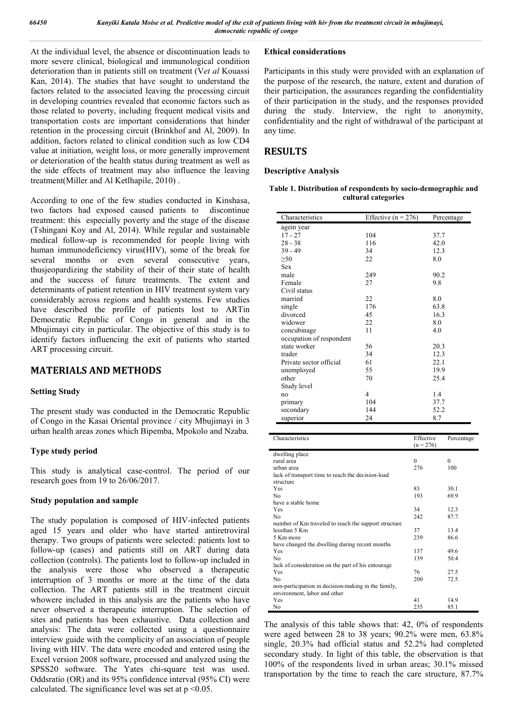At the individual level, the absence or discontinuation leads to more severe clinical, biological and immunological condition deterioration than in patients still on treatment (V*et al* Kouassi Kan, 2014). The studies that have sought to understand the factors related to the associated leaving the processing circuit in developing countries revealed that economic factors such as those related to poverty, including frequent medical visits and transportation costs are important considerations that hinder retention in the processing circuit (Brinkhof and Al, 2009). In addition, factors related to clinical condition such as low CD4 value at initiation, weight loss, or more generally improvement or deterioration of the health status during treatment as well as the side effects of treatment may also influence the leaving treatment(Miller and Al Ketlhapile, 2010) .

According to one of the few studies conducted in Kinshasa, two factors had exposed caused patients to discontinue treatment: this especially poverty and the stage of the disease (Tshingani Koy and Al, 2014). While regular and sustainable medical follow-up is recommended for people living with human immunodeficiency virus(HIV), some of the break for several months or even several consecutive years, thusjeopardizing the stability of their of their state of health and the success of future treatments. The extent and determinants of patient retention in HIV treatment system vary considerably across regions and health systems. Few studies have described the profile of patients lost to ARTin Democratic Republic of Congo in general and in the Mbujimayi city in particular. The objective of this study is to identify factors influencing the exit of patients who started ART processing circuit.

## MATERIALS AND METHODS

### Setting Study

The present study was conducted in the Democratic Republic of Congo in the Kasai Oriental province / city Mbujimayi in 3 urban health areas zones which Bipemba, Mpokolo and Nzaba.

### Type study period

This study is analytical case-control. The period of our research goes from 19 to 26/06/2017.

### Study population and sample

The study population is composed of HIV-infected patients aged 15 years and older who have started antiretroviral therapy. Two groups of patients were selected: patients lost to follow-up (cases) and patients still on ART during data collection (controls). The patients lost to follow-up included in the analysis were those who observed a therapeutic interruption of 3 months or more at the time of the data collection. The ART patients still in the treatment circuit whowere included in this analysis are the patients who have never observed a therapeutic interruption. The selection of sites and patients has been exhaustive. Data collection and analysis: The data were collected using a questionnaire interview guide with the complicity of an association of people living with HIV. The data were encoded and entered using the Excel version 2008 software, processed and analyzed using the SPSS20 software. The Yates chi-square test was used. Oddsratio (OR) and its 95% confidence interval (95% CI) were calculated. The significance level was set at $p < 0.05$.

### Ethical considerations

Participants in this study were provided with an explanation of the purpose of the research, the nature, extent and duration of their participation, the assurances regarding the confidentiality of their participation in the study, and the responses provided during the study. Interview, the right to anonymity, confidentiality and the right of withdrawal of the participant at any time.

## RESULTS

### Descriptive Analysis

**Table 1. Distribution of respondents by socio-demographic and cultural categories**

| Characteristics | Effective (n = 276) | Percentage |
|---|---|---|
| agein year | | |
| 17 - 27 | 104 | 37.7 |
| 28 - 38 | 116 | 42.0 |
| 39 - 49 | 34 | 12.3 |
| ≥50 | 22 | 8.0 |
| Sex | | |
| male | 249 | 90.2 |
| Female | 27 | 9.8 |
| Civil status | | |
| married | 22 | 8.0 |
| single | 176 | 63.8 |
| divorced | 45 | 16.3 |
| widower | 22 | 8.0 |
| concubinage | 11 | 4.0 |
| occupation of respondent | | |
| state worker | 56 | 20.3 |
| trader | 34 | 12.3 |
| Private sector official | 61 | 22.1 |
| unemployed | 55 | 19.9 |
| other | 70 | 25.4 |
| Study level | | |
| no | 4 | 1.4 |
| primary | 104 | 37.7 |
| secondary | 144 | 52.2 |
| superior | 24 | 8.7 |

| Characteristics | Effective (n = 276) | Percentage |
|---|---|---|
| dwelling place | | |
| rural area | 0 | 0 |
| urban area | 276 | 100 |
| lack of transport time to reach the decision-load structure | | |
| Yes | 83 | 30.1 |
| No | 193 | 69.9 |
| have a stable home | | |
| Yes | 34 | 12.3 |
| No | 242 | 87.7 |
| number of Km traveled to reach the support structure | | |
| lessthan 5 Km | 37 | 13.4 |
| 5 Km more | 239 | 86.6 |
| have changed the dwelling during recent months | | |
| Yes | 137 | 49.6 |
| No | 139 | 50.4 |
| lack of consideration on the part of his entourage | | |
| Yes | 76 | 27.5 |
| No | 200 | 72.5 |
| non-participation in decision-making in the family, environment, labor and other | | |
| Yes | 41 | 14.9 |
| No | 235 | 85.1 |

The analysis of this table shows that: 42, 0% of respondents were aged between 28 to 38 years; 90.2% were men, 63.8% single, 20.3% had official status and 52.2% had completed secondary study. In light of this table, the observation is that 100% of the respondents lived in urban areas; 30.1% missed transportation by the time to reach the care structure, 87.7%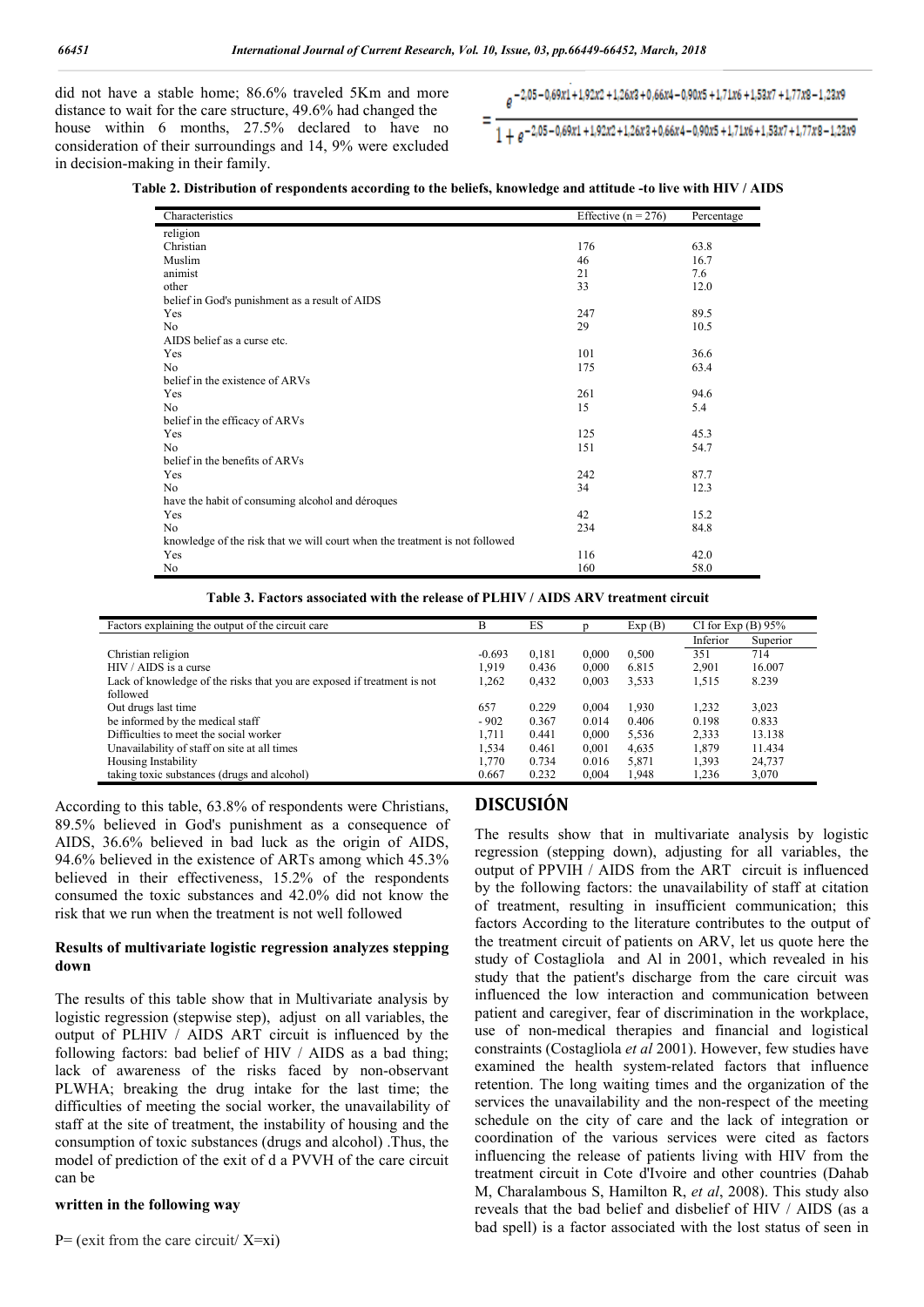did not have a stable home; 86.6% traveled 5Km and more distance to wait for the care structure, 49.6% had changed the house within 6 months, 27.5% declared to have no consideration of their surroundings and 14, 9% were excluded in decision-making in their family.

$$= \frac{e^{-2,05-0,69x1+1,92x2+1,26x3+0,66x4-0,90x5+1,71x6+1,53x7+1,77x8-1,23x9}}{1+e^{-2,05-0,69x1+1,92x2+1,26x3+0,66x4-0,90x5+1,71x6+1,53x7+1,77x8-1,23x9}}$$

**Table 2. Distribution of respondents according to the beliefs, knowledge and attitude -to live with HIV / AIDS**

| Characteristics | Effective (n = 276) | Percentage |
|---|---|---|
| religion | | |
| Christian | 176 | 63.8 |
| Muslim | 46 | 16.7 |
| animist | 21 | 7.6 |
| other | 33 | 12.0 |
| belief in God's punishment as a result of AIDS | | |
| Yes | 247 | 89.5 |
| No | 29 | 10.5 |
| AIDS belief as a curse etc. | | |
| Yes | 101 | 36.6 |
| No | 175 | 63.4 |
| belief in the existence of ARVs | | |
| Yes | 261 | 94.6 |
| No | 15 | 5.4 |
| belief in the efficacy of ARVs | | |
| Yes | 125 | 45.3 |
| No | 151 | 54.7 |
| belief in the benefits of ARVs | | |
| Yes | 242 | 87.7 |
| No | 34 | 12.3 |
| have the habit of consuming alcohol and déroques | | |
| Yes | 42 | 15.2 |
| No | 234 | 84.8 |
| knowledge of the risk that we will court when the treatment is not followed | | |
| Yes | 116 | 42.0 |
| No | 160 | 58.0 |

**Table 3. Factors associated with the release of PLHIV / AIDS ARV treatment circuit**

| Factors explaining the output of the circuit care | B | ES | p | Exp (B) | CI for Exp (B) 95% | |
|---|---|---|---|---|---|---|
| | | | | | Inferior | Superior |
| Christian religion | -0.693 | 0,181 | 0,000 | 0,500 | 351 | 714 |
| HIV / AIDS is a curse | 1,919 | 0.436 | 0,000 | 6.815 | 2,901 | 16.007 |
| Lack of knowledge of the risks that you are exposed if treatment is not followed | 1,262 | 0,432 | 0,003 | 3,533 | 1,515 | 8.239 |
| Out drugs last time | 657 | 0.229 | 0,004 | 1,930 | 1,232 | 3,023 |
| be informed by the medical staff | - 902 | 0.367 | 0.014 | 0.406 | 0.198 | 0.833 |
| Difficulties to meet the social worker | 1,711 | 0.441 | 0,000 | 5,536 | 2,333 | 13.138 |
| Unavailability of staff on site at all times | 1,534 | 0.461 | 0,001 | 4,635 | 1,879 | 11.434 |
| Housing Instability | 1,770 | 0.734 | 0.016 | 5,871 | 1,393 | 24,737 |
| taking toxic substances (drugs and alcohol) | 0.667 | 0.232 | 0,004 | 1,948 | 1,236 | 3,070 |

According to this table, 63.8% of respondents were Christians, 89.5% believed in God's punishment as a consequence of AIDS, 36.6% believed in bad luck as the origin of AIDS, 94.6% believed in the existence of ARTs among which 45.3% believed in their effectiveness, 15.2% of the respondents consumed the toxic substances and 42.0% did not know the risk that we run when the treatment is not well followed

**Results of multivariate logistic regression analyzes stepping down**

The results of this table show that in Multivariate analysis by logistic regression (stepwise step), adjust on all variables, the output of PLHIV / AIDS ART circuit is influenced by the following factors: bad belief of HIV / AIDS as a bad thing; lack of awareness of the risks faced by non-observant PLWHA; breaking the drug intake for the last time; the difficulties of meeting the social worker, the unavailability of staff at the site of treatment, the instability of housing and the consumption of toxic substances (drugs and alcohol) .Thus, the model of prediction of the exit of d a PVVH of the care circuit can be

**written in the following way**

P= (exit from the care circuit/ X=xi)

## DISCUSIÓN

The results show that in multivariate analysis by logistic regression (stepping down), adjusting for all variables, the output of PPVIH / AIDS from the ART circuit is influenced by the following factors: the unavailability of staff at citation of treatment, resulting in insufficient communication; this factors According to the literature contributes to the output of the treatment circuit of patients on ARV, let us quote here the study of Costagliola and Al in 2001, which revealed in his study that the patient's discharge from the care circuit was influenced the low interaction and communication between patient and caregiver, fear of discrimination in the workplace, use of non-medical therapies and financial and logistical constraints (Costagliola *et al* 2001). However, few studies have examined the health system-related factors that influence retention. The long waiting times and the organization of the services the unavailability and the non-respect of the meeting schedule on the city of care and the lack of integration or coordination of the various services were cited as factors influencing the release of patients living with HIV from the treatment circuit in Cote d'Ivoire and other countries (Dahab M, Charalambous S, Hamilton R, *et al*, 2008). This study also reveals that the bad belief and disbelief of HIV / AIDS (as a bad spell) is a factor associated with the lost status of seen in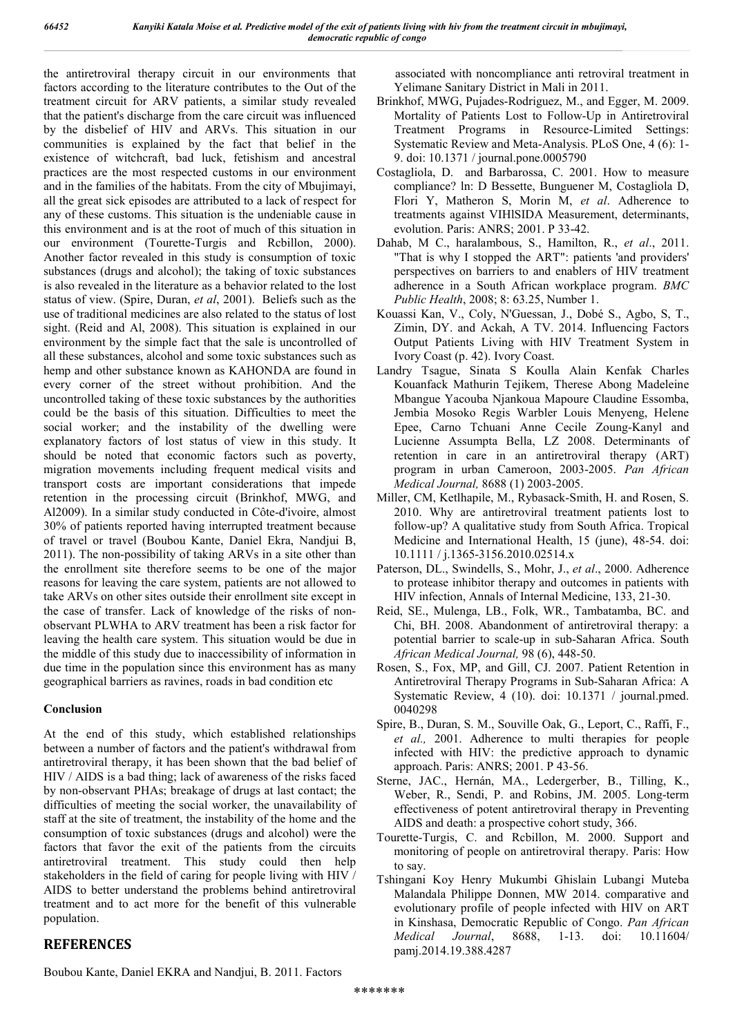the antiretroviral therapy circuit in our environments that factors according to the literature contributes to the Out of the treatment circuit for ARV patients, a similar study revealed that the patient's discharge from the care circuit was influenced by the disbelief of HIV and ARVs. This situation in our communities is explained by the fact that belief in the existence of witchcraft, bad luck, fetishism and ancestral practices are the most respected customs in our environment and in the families of the habitats. From the city of Mbujimayi, all the great sick episodes are attributed to a lack of respect for any of these customs. This situation is the undeniable cause in this environment and is at the root of much of this situation in our environment (Tourette-Turgis and Rcbillon, 2000). Another factor revealed in this study is consumption of toxic substances (drugs and alcohol); the taking of toxic substances is also revealed in the literature as a behavior related to the lost status of view. (Spire, Duran, *et al*, 2001). Beliefs such as the use of traditional medicines are also related to the status of lost sight. (Reid and Al, 2008). This situation is explained in our environment by the simple fact that the sale is uncontrolled of all these substances, alcohol and some toxic substances such as hemp and other substance known as KAHONDA are found in every corner of the street without prohibition. And the uncontrolled taking of these toxic substances by the authorities could be the basis of this situation. Difficulties to meet the social worker; and the instability of the dwelling were explanatory factors of lost status of view in this study. It should be noted that economic factors such as poverty, migration movements including frequent medical visits and transport costs are important considerations that impede retention in the processing circuit (Brinkhof, MWG, and Al2009). In a similar study conducted in Côte-d'ivoire, almost 30% of patients reported having interrupted treatment because of travel or travel (Boubou Kante, Daniel Ekra, Nandjui B, 2011). The non-possibility of taking ARVs in a site other than the enrollment site therefore seems to be one of the major reasons for leaving the care system, patients are not allowed to take ARVs on other sites outside their enrollment site except in the case of transfer. Lack of knowledge of the risks of non-observant PLWHA to ARV treatment has been a risk factor for leaving the health care system. This situation would be due in the middle of this study due to inaccessibility of information in due time in the population since this environment has as many geographical barriers as ravines, roads in bad condition etc

## Conclusion

At the end of this study, which established relationships between a number of factors and the patient's withdrawal from antiretroviral therapy, it has been shown that the bad belief of HIV / AIDS is a bad thing; lack of awareness of the risks faced by non-observant PHAs; breakage of drugs at last contact; the difficulties of meeting the social worker, the unavailability of staff at the site of treatment, the instability of the home and the consumption of toxic substances (drugs and alcohol) were the factors that favor the exit of the patients from the circuits antiretroviral treatment. This study could then help stakeholders in the field of caring for people living with HIV / AIDS to better understand the problems behind antiretroviral treatment and to act more for the benefit of this vulnerable population.

## REFERENCES

Boubou Kante, Daniel EKRA and Nandjui, B. 2011. Factors associated with noncompliance anti retroviral treatment in Yelimane Sanitary District in Mali in 2011.

Brinkhof, MWG, Pujades-Rodriguez, M., and Egger, M. 2009. Mortality of Patients Lost to Follow-Up in Antiretroviral Treatment Programs in Resource-Limited Settings: Systematic Review and Meta-Analysis. PLoS One, 4 (6): 1-9. doi: 10.1371 / journal.pone.0005790

Costagliola, D. and Barbarossa, C. 2001. How to measure compliance? ln: D Bessette, Bunguener M, Costagliola D, Flori Y, Matheron S, Morin M, *et al*. Adherence to treatments against VIHlSIDA Measurement, determinants, evolution. Paris: ANRS; 2001. P 33-42.

Dahab, M C., haralambous, S., Hamilton, R., *et al*., 2011. "That is why I stopped the ART": patients 'and providers' perspectives on barriers to and enablers of HIV treatment adherence in a South African workplace program. *BMC Public Health*, 2008; 8: 63.25, Number 1.

Kouassi Kan, V., Coly, N'Guessan, J., Dobé S., Agbo, S, T., Zimin, DY. and Ackah, A TV. 2014. Influencing Factors Output Patients Living with HIV Treatment System in Ivory Coast (p. 42). Ivory Coast.

Landry Tsague, Sinata S Koulla Alain Kenfak Charles Kouanfack Mathurin Tejikem, Therese Abong Madeleine Mbangue Yacouba Njankoua Mapoure Claudine Essomba, Jembia Mosoko Regis Warbler Louis Menyeng, Helene Epee, Carno Tchuani Anne Cecile Zoung-Kanyl and Lucienne Assumpta Bella, LZ 2008. Determinants of retention in care in an antiretroviral therapy (ART) program in urban Cameroon, 2003-2005. *Pan African Medical Journal,* 8688 (1) 2003-2005.

Miller, CM, Ketlhapile, M., Rybasack-Smith, H. and Rosen, S. 2010. Why are antiretroviral treatment patients lost to follow-up? A qualitative study from South Africa. Tropical Medicine and International Health, 15 (june), 48-54. doi: 10.1111 / j.1365-3156.2010.02514.x

Paterson, DL., Swindells, S., Mohr, J., *et al*., 2000. Adherence to protease inhibitor therapy and outcomes in patients with HIV infection, Annals of Internal Medicine, 133, 21-30.

Reid, SE., Mulenga, LB., Folk, WR., Tambatamba, BC. and Chi, BH. 2008. Abandonment of antiretroviral therapy: a potential barrier to scale-up in sub-Saharan Africa. South *African Medical Journal,* 98 (6), 448-50.

Rosen, S., Fox, MP, and Gill, CJ. 2007. Patient Retention in Antiretroviral Therapy Programs in Sub-Saharan Africa: A Systematic Review, 4 (10). doi: 10.1371 / journal.pmed. 0040298

Spire, B., Duran, S. M., Souville Oak, G., Leport, C., Raffi, F., *et al.,* 2001. Adherence to multi therapies for people infected with HIV: the predictive approach to dynamic approach. Paris: ANRS; 2001. P 43-56.

Sterne, JAC., Hernán, MA., Ledergerber, B., Tilling, K., Weber, R., Sendi, P. and Robins, JM. 2005. Long-term effectiveness of potent antiretroviral therapy in Preventing AIDS and death: a prospective cohort study, 366.

Tourette-Turgis, C. and Rcbillon, M. 2000. Support and monitoring of people on antiretroviral therapy. Paris: How to say.

Tshingani Koy Henry Mukumbi Ghislain Lubangi Muteba Malandala Philippe Donnen, MW 2014. comparative and evolutionary profile of people infected with HIV on ART in Kinshasa, Democratic Republic of Congo. *Pan African Medical Journal*, 8688, 1-13. doi: 10.11604/ pamj.2014.19.388.4287

*******